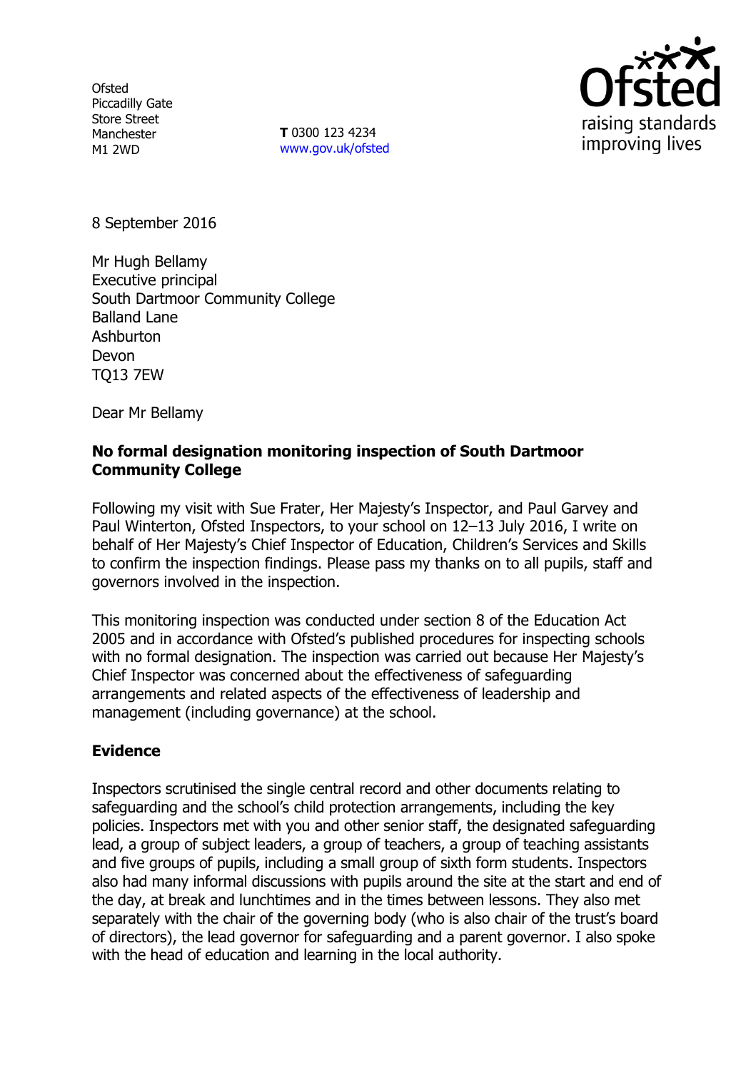Ofsted
Piccadilly Gate
Store Street
Manchester
M1 2WD

**T** 0300 123 4234
www.gov.uk/ofsted

8 September 2016

Mr Hugh Bellamy
Executive principal
South Dartmoor Community College
Balland Lane
Ashburton
Devon
TQ13 7EW

Dear Mr Bellamy

**No formal designation monitoring inspection of South Dartmoor Community College**

Following my visit with Sue Frater, Her Majesty's Inspector, and Paul Garvey and Paul Winterton, Ofsted Inspectors, to your school on 12–13 July 2016, I write on behalf of Her Majesty's Chief Inspector of Education, Children's Services and Skills to confirm the inspection findings. Please pass my thanks on to all pupils, staff and governors involved in the inspection.

This monitoring inspection was conducted under section 8 of the Education Act 2005 and in accordance with Ofsted's published procedures for inspecting schools with no formal designation. The inspection was carried out because Her Majesty's Chief Inspector was concerned about the effectiveness of safeguarding arrangements and related aspects of the effectiveness of leadership and management (including governance) at the school.

## Evidence

Inspectors scrutinised the single central record and other documents relating to safeguarding and the school's child protection arrangements, including the key policies. Inspectors met with you and other senior staff, the designated safeguarding lead, a group of subject leaders, a group of teachers, a group of teaching assistants and five groups of pupils, including a small group of sixth form students. Inspectors also had many informal discussions with pupils around the site at the start and end of the day, at break and lunchtimes and in the times between lessons. They also met separately with the chair of the governing body (who is also chair of the trust's board of directors), the lead governor for safeguarding and a parent governor. I also spoke with the head of education and learning in the local authority.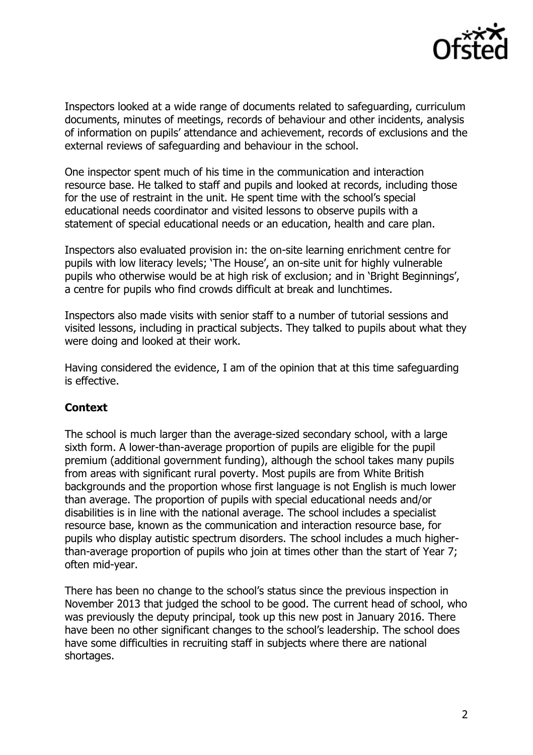Inspectors looked at a wide range of documents related to safeguarding, curriculum documents, minutes of meetings, records of behaviour and other incidents, analysis of information on pupils' attendance and achievement, records of exclusions and the external reviews of safeguarding and behaviour in the school.

One inspector spent much of his time in the communication and interaction resource base. He talked to staff and pupils and looked at records, including those for the use of restraint in the unit. He spent time with the school's special educational needs coordinator and visited lessons to observe pupils with a statement of special educational needs or an education, health and care plan.

Inspectors also evaluated provision in: the on-site learning enrichment centre for pupils with low literacy levels; 'The House', an on-site unit for highly vulnerable pupils who otherwise would be at high risk of exclusion; and in 'Bright Beginnings', a centre for pupils who find crowds difficult at break and lunchtimes.

Inspectors also made visits with senior staff to a number of tutorial sessions and visited lessons, including in practical subjects. They talked to pupils about what they were doing and looked at their work.

Having considered the evidence, I am of the opinion that at this time safeguarding is effective.

## Context

The school is much larger than the average-sized secondary school, with a large sixth form. A lower-than-average proportion of pupils are eligible for the pupil premium (additional government funding), although the school takes many pupils from areas with significant rural poverty. Most pupils are from White British backgrounds and the proportion whose first language is not English is much lower than average. The proportion of pupils with special educational needs and/or disabilities is in line with the national average. The school includes a specialist resource base, known as the communication and interaction resource base, for pupils who display autistic spectrum disorders. The school includes a much higher-than-average proportion of pupils who join at times other than the start of Year 7; often mid-year.

There has been no change to the school's status since the previous inspection in November 2013 that judged the school to be good. The current head of school, who was previously the deputy principal, took up this new post in January 2016. There have been no other significant changes to the school's leadership. The school does have some difficulties in recruiting staff in subjects where there are national shortages.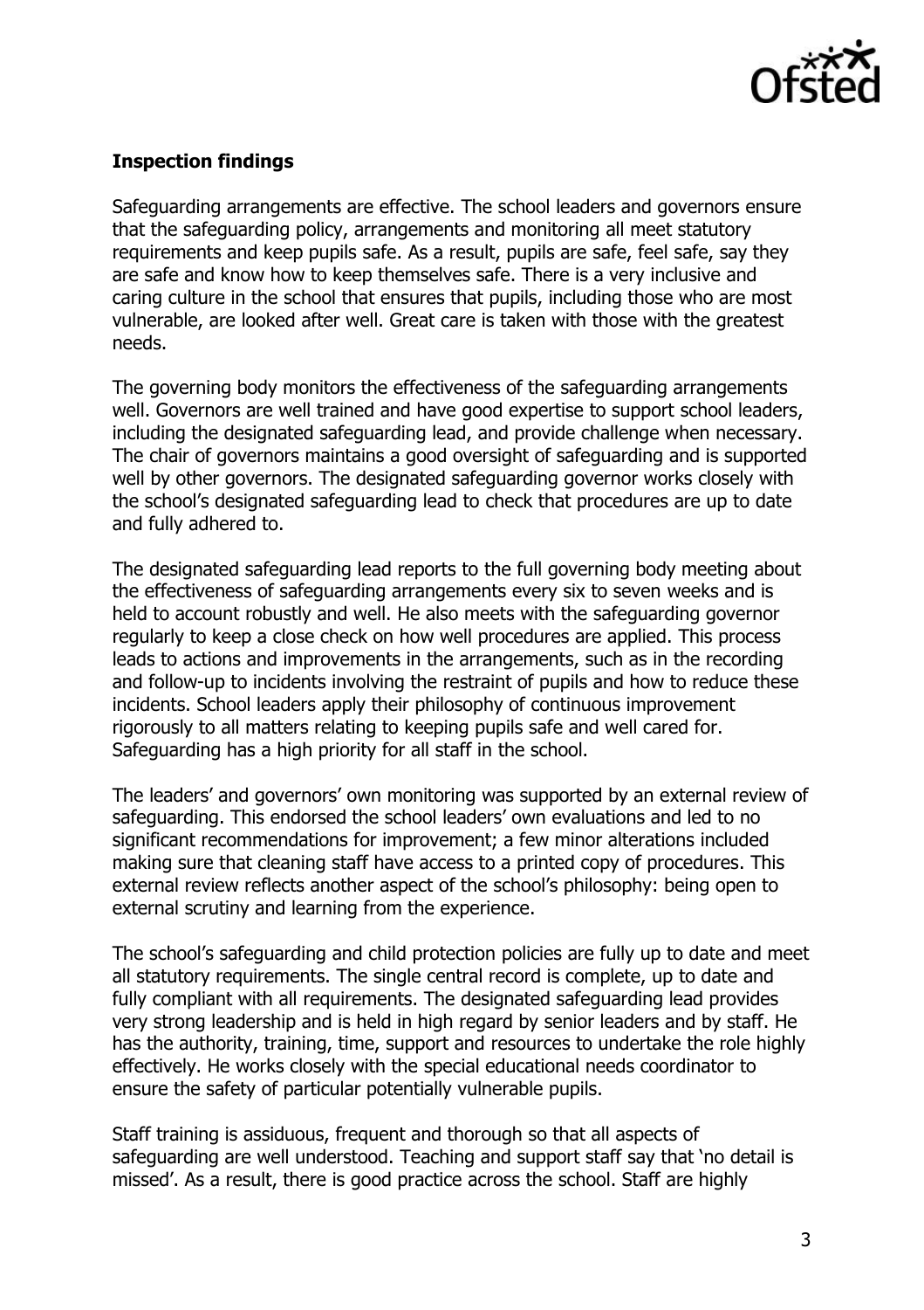## Inspection findings

Safeguarding arrangements are effective. The school leaders and governors ensure that the safeguarding policy, arrangements and monitoring all meet statutory requirements and keep pupils safe. As a result, pupils are safe, feel safe, say they are safe and know how to keep themselves safe. There is a very inclusive and caring culture in the school that ensures that pupils, including those who are most vulnerable, are looked after well. Great care is taken with those with the greatest needs.

The governing body monitors the effectiveness of the safeguarding arrangements well. Governors are well trained and have good expertise to support school leaders, including the designated safeguarding lead, and provide challenge when necessary. The chair of governors maintains a good oversight of safeguarding and is supported well by other governors. The designated safeguarding governor works closely with the school's designated safeguarding lead to check that procedures are up to date and fully adhered to.

The designated safeguarding lead reports to the full governing body meeting about the effectiveness of safeguarding arrangements every six to seven weeks and is held to account robustly and well. He also meets with the safeguarding governor regularly to keep a close check on how well procedures are applied. This process leads to actions and improvements in the arrangements, such as in the recording and follow-up to incidents involving the restraint of pupils and how to reduce these incidents. School leaders apply their philosophy of continuous improvement rigorously to all matters relating to keeping pupils safe and well cared for. Safeguarding has a high priority for all staff in the school.

The leaders' and governors' own monitoring was supported by an external review of safeguarding. This endorsed the school leaders' own evaluations and led to no significant recommendations for improvement; a few minor alterations included making sure that cleaning staff have access to a printed copy of procedures. This external review reflects another aspect of the school's philosophy: being open to external scrutiny and learning from the experience.

The school's safeguarding and child protection policies are fully up to date and meet all statutory requirements. The single central record is complete, up to date and fully compliant with all requirements. The designated safeguarding lead provides very strong leadership and is held in high regard by senior leaders and by staff. He has the authority, training, time, support and resources to undertake the role highly effectively. He works closely with the special educational needs coordinator to ensure the safety of particular potentially vulnerable pupils.

Staff training is assiduous, frequent and thorough so that all aspects of safeguarding are well understood. Teaching and support staff say that 'no detail is missed'. As a result, there is good practice across the school. Staff are highly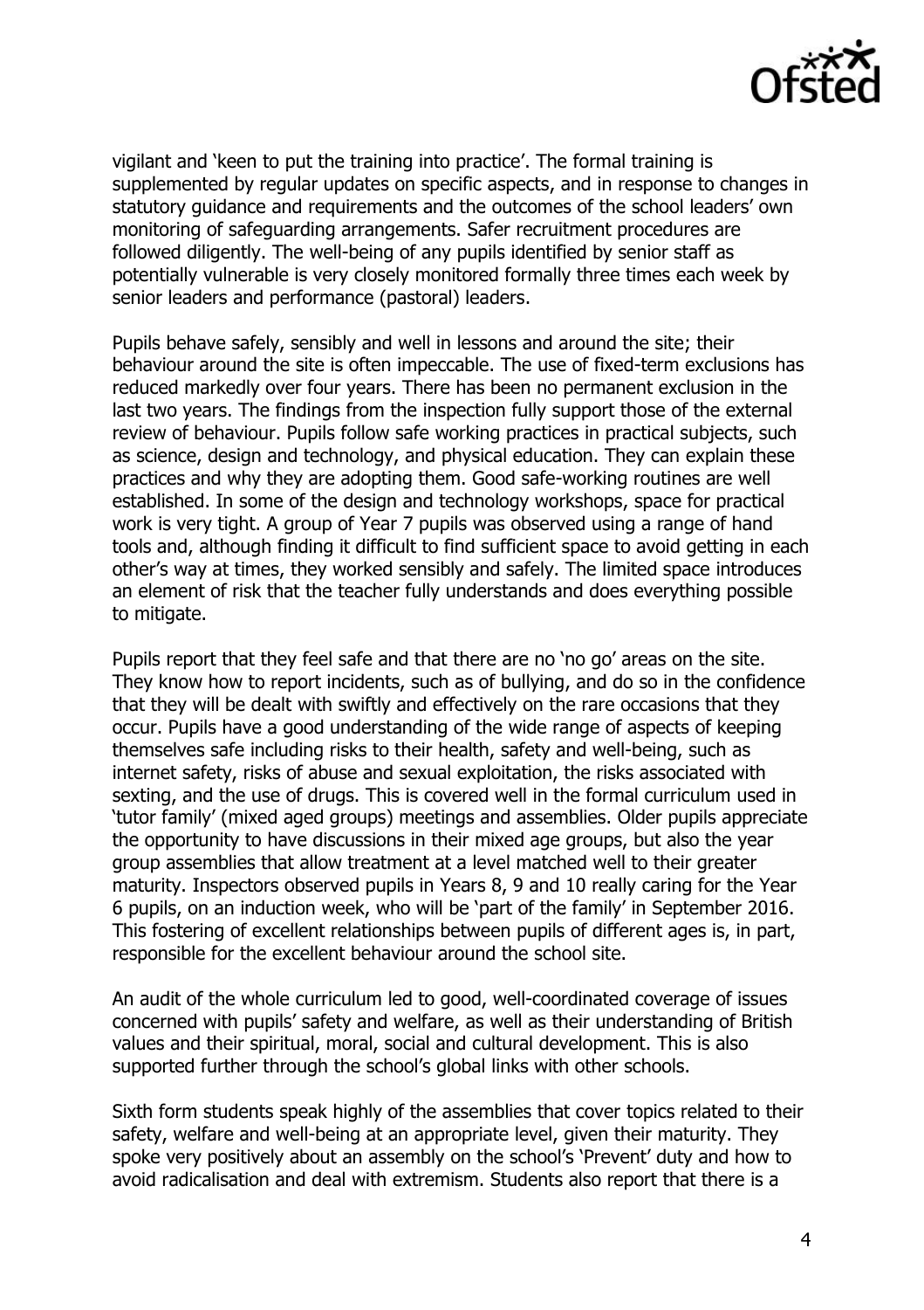vigilant and 'keen to put the training into practice'. The formal training is supplemented by regular updates on specific aspects, and in response to changes in statutory guidance and requirements and the outcomes of the school leaders' own monitoring of safeguarding arrangements. Safer recruitment procedures are followed diligently. The well-being of any pupils identified by senior staff as potentially vulnerable is very closely monitored formally three times each week by senior leaders and performance (pastoral) leaders.

Pupils behave safely, sensibly and well in lessons and around the site; their behaviour around the site is often impeccable. The use of fixed-term exclusions has reduced markedly over four years. There has been no permanent exclusion in the last two years. The findings from the inspection fully support those of the external review of behaviour. Pupils follow safe working practices in practical subjects, such as science, design and technology, and physical education. They can explain these practices and why they are adopting them. Good safe-working routines are well established. In some of the design and technology workshops, space for practical work is very tight. A group of Year 7 pupils was observed using a range of hand tools and, although finding it difficult to find sufficient space to avoid getting in each other's way at times, they worked sensibly and safely. The limited space introduces an element of risk that the teacher fully understands and does everything possible to mitigate.

Pupils report that they feel safe and that there are no 'no go' areas on the site. They know how to report incidents, such as of bullying, and do so in the confidence that they will be dealt with swiftly and effectively on the rare occasions that they occur. Pupils have a good understanding of the wide range of aspects of keeping themselves safe including risks to their health, safety and well-being, such as internet safety, risks of abuse and sexual exploitation, the risks associated with sexting, and the use of drugs. This is covered well in the formal curriculum used in 'tutor family' (mixed aged groups) meetings and assemblies. Older pupils appreciate the opportunity to have discussions in their mixed age groups, but also the year group assemblies that allow treatment at a level matched well to their greater maturity. Inspectors observed pupils in Years 8, 9 and 10 really caring for the Year 6 pupils, on an induction week, who will be 'part of the family' in September 2016. This fostering of excellent relationships between pupils of different ages is, in part, responsible for the excellent behaviour around the school site.

An audit of the whole curriculum led to good, well-coordinated coverage of issues concerned with pupils' safety and welfare, as well as their understanding of British values and their spiritual, moral, social and cultural development. This is also supported further through the school's global links with other schools.

Sixth form students speak highly of the assemblies that cover topics related to their safety, welfare and well-being at an appropriate level, given their maturity. They spoke very positively about an assembly on the school's 'Prevent' duty and how to avoid radicalisation and deal with extremism. Students also report that there is a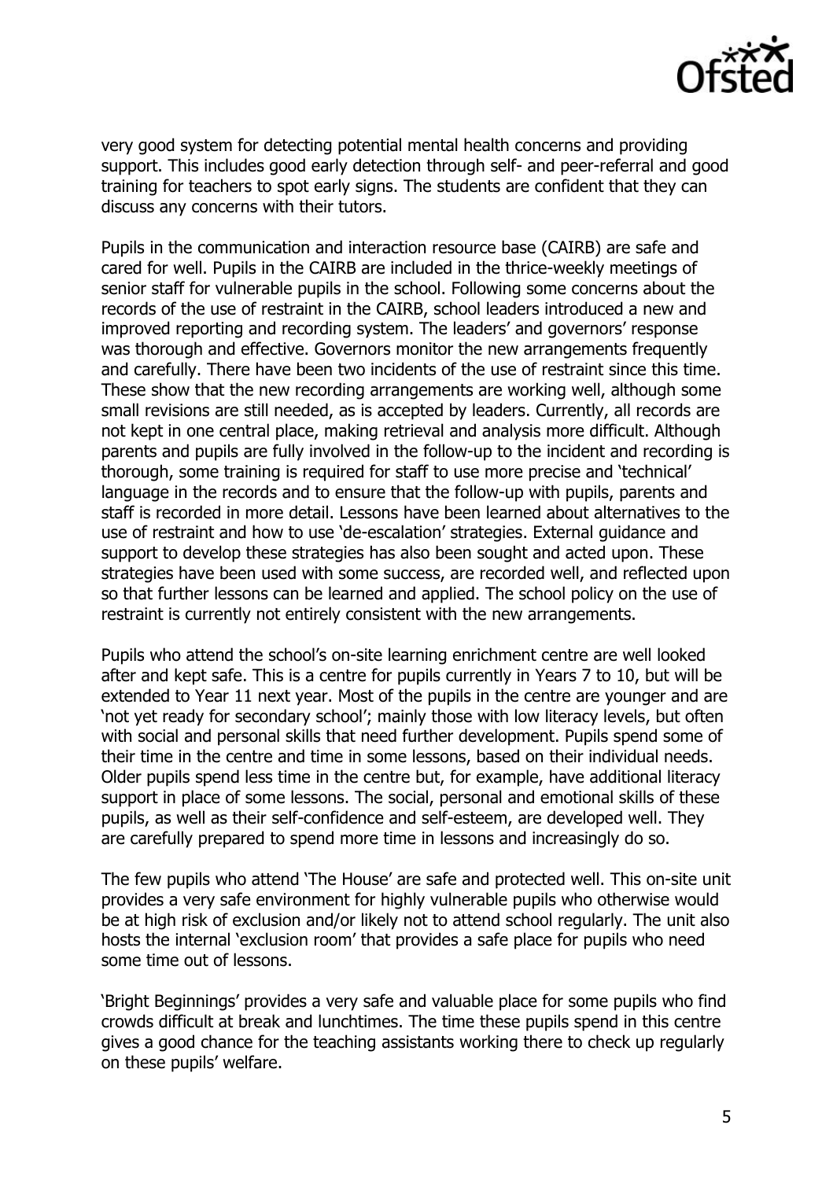very good system for detecting potential mental health concerns and providing support. This includes good early detection through self- and peer-referral and good training for teachers to spot early signs. The students are confident that they can discuss any concerns with their tutors.

Pupils in the communication and interaction resource base (CAIRB) are safe and cared for well. Pupils in the CAIRB are included in the thrice-weekly meetings of senior staff for vulnerable pupils in the school. Following some concerns about the records of the use of restraint in the CAIRB, school leaders introduced a new and improved reporting and recording system. The leaders' and governors' response was thorough and effective. Governors monitor the new arrangements frequently and carefully. There have been two incidents of the use of restraint since this time. These show that the new recording arrangements are working well, although some small revisions are still needed, as is accepted by leaders. Currently, all records are not kept in one central place, making retrieval and analysis more difficult. Although parents and pupils are fully involved in the follow-up to the incident and recording is thorough, some training is required for staff to use more precise and 'technical' language in the records and to ensure that the follow-up with pupils, parents and staff is recorded in more detail. Lessons have been learned about alternatives to the use of restraint and how to use 'de-escalation' strategies. External guidance and support to develop these strategies has also been sought and acted upon. These strategies have been used with some success, are recorded well, and reflected upon so that further lessons can be learned and applied. The school policy on the use of restraint is currently not entirely consistent with the new arrangements.

Pupils who attend the school's on-site learning enrichment centre are well looked after and kept safe. This is a centre for pupils currently in Years 7 to 10, but will be extended to Year 11 next year. Most of the pupils in the centre are younger and are 'not yet ready for secondary school'; mainly those with low literacy levels, but often with social and personal skills that need further development. Pupils spend some of their time in the centre and time in some lessons, based on their individual needs. Older pupils spend less time in the centre but, for example, have additional literacy support in place of some lessons. The social, personal and emotional skills of these pupils, as well as their self-confidence and self-esteem, are developed well. They are carefully prepared to spend more time in lessons and increasingly do so.

The few pupils who attend 'The House' are safe and protected well. This on-site unit provides a very safe environment for highly vulnerable pupils who otherwise would be at high risk of exclusion and/or likely not to attend school regularly. The unit also hosts the internal 'exclusion room' that provides a safe place for pupils who need some time out of lessons.

'Bright Beginnings' provides a very safe and valuable place for some pupils who find crowds difficult at break and lunchtimes. The time these pupils spend in this centre gives a good chance for the teaching assistants working there to check up regularly on these pupils' welfare.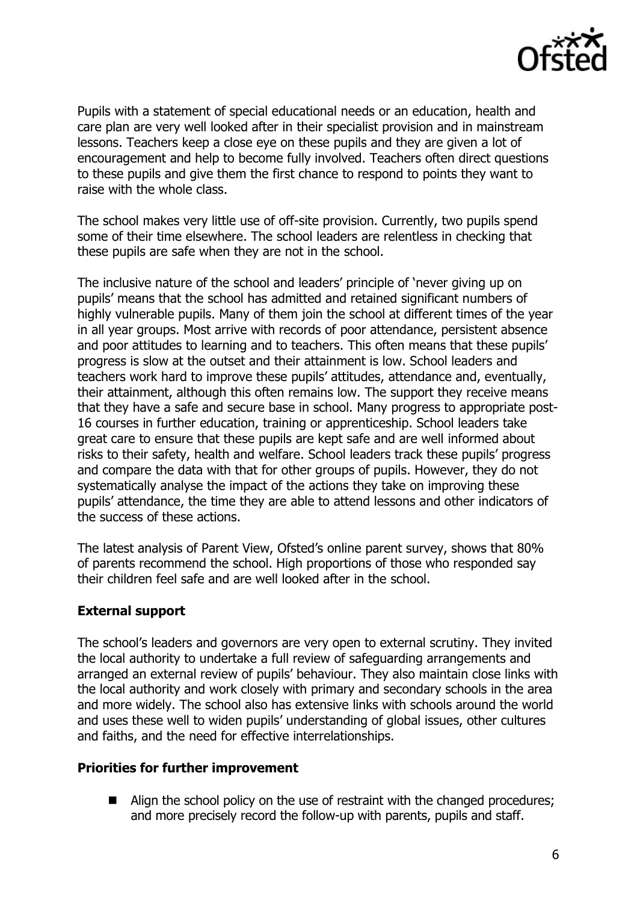Pupils with a statement of special educational needs or an education, health and care plan are very well looked after in their specialist provision and in mainstream lessons. Teachers keep a close eye on these pupils and they are given a lot of encouragement and help to become fully involved. Teachers often direct questions to these pupils and give them the first chance to respond to points they want to raise with the whole class.

The school makes very little use of off-site provision. Currently, two pupils spend some of their time elsewhere. The school leaders are relentless in checking that these pupils are safe when they are not in the school.

The inclusive nature of the school and leaders' principle of 'never giving up on pupils' means that the school has admitted and retained significant numbers of highly vulnerable pupils. Many of them join the school at different times of the year in all year groups. Most arrive with records of poor attendance, persistent absence and poor attitudes to learning and to teachers. This often means that these pupils' progress is slow at the outset and their attainment is low. School leaders and teachers work hard to improve these pupils' attitudes, attendance and, eventually, their attainment, although this often remains low. The support they receive means that they have a safe and secure base in school. Many progress to appropriate post-16 courses in further education, training or apprenticeship. School leaders take great care to ensure that these pupils are kept safe and are well informed about risks to their safety, health and welfare. School leaders track these pupils' progress and compare the data with that for other groups of pupils. However, they do not systematically analyse the impact of the actions they take on improving these pupils' attendance, the time they are able to attend lessons and other indicators of the success of these actions.

The latest analysis of Parent View, Ofsted's online parent survey, shows that 80% of parents recommend the school. High proportions of those who responded say their children feel safe and are well looked after in the school.

**External support**

The school's leaders and governors are very open to external scrutiny. They invited the local authority to undertake a full review of safeguarding arrangements and arranged an external review of pupils' behaviour. They also maintain close links with the local authority and work closely with primary and secondary schools in the area and more widely. The school also has extensive links with schools around the world and uses these well to widen pupils' understanding of global issues, other cultures and faiths, and the need for effective interrelationships.

**Priorities for further improvement**

- Align the school policy on the use of restraint with the changed procedures; and more precisely record the follow-up with parents, pupils and staff.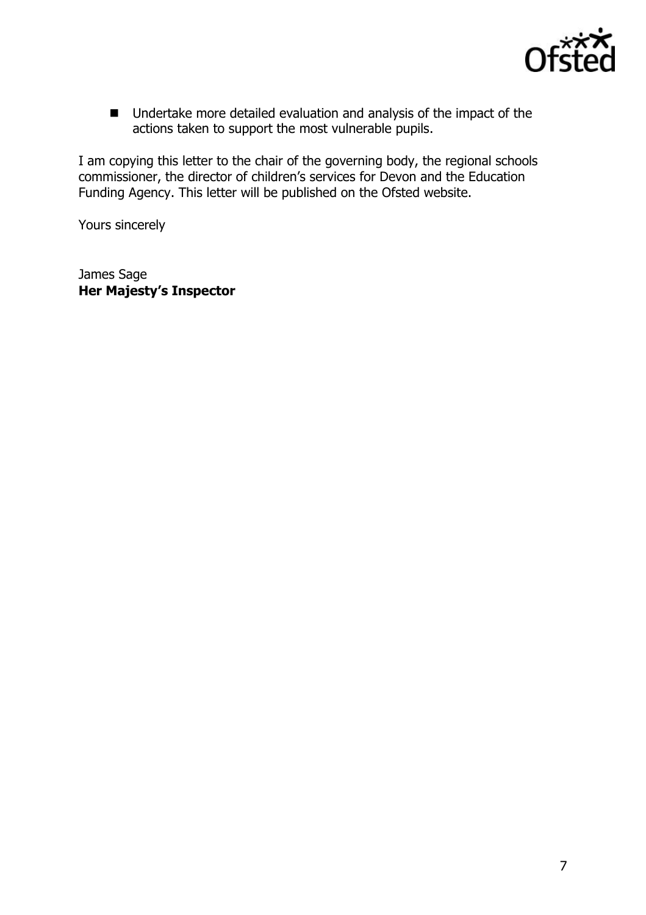- Undertake more detailed evaluation and analysis of the impact of the actions taken to support the most vulnerable pupils.

I am copying this letter to the chair of the governing body, the regional schools commissioner, the director of children's services for Devon and the Education Funding Agency. This letter will be published on the Ofsted website.

Yours sincerely

James Sage
**Her Majesty's Inspector**